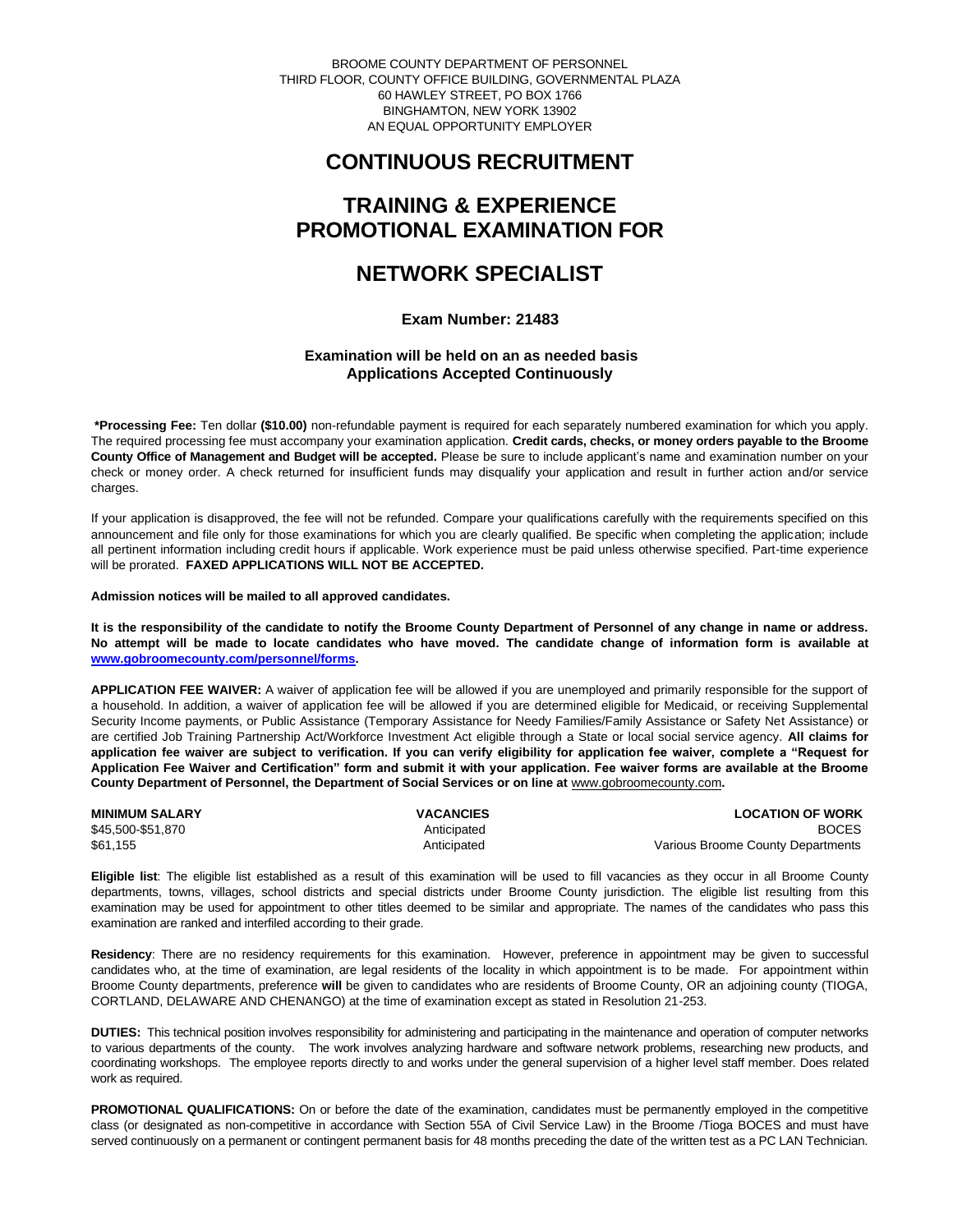BROOME COUNTY DEPARTMENT OF PERSONNEL
THIRD FLOOR, COUNTY OFFICE BUILDING, GOVERNMENTAL PLAZA
60 HAWLEY STREET, PO BOX 1766
BINGHAMTON, NEW YORK 13902
AN EQUAL OPPORTUNITY EMPLOYER

# CONTINUOUS RECRUITMENT

# TRAINING & EXPERIENCE PROMOTIONAL EXAMINATION FOR

# NETWORK SPECIALIST

### Exam Number: 21483

**Examination will be held on an as needed basis**
**Applications Accepted Continuously**

**\*Processing Fee:** Ten dollar **($10.00)** non-refundable payment is required for each separately numbered examination for which you apply. The required processing fee must accompany your examination application. **Credit cards, checks, or money orders payable to the Broome County Office of Management and Budget will be accepted.** Please be sure to include applicant's name and examination number on your check or money order. A check returned for insufficient funds may disqualify your application and result in further action and/or service charges.

If your application is disapproved, the fee will not be refunded. Compare your qualifications carefully with the requirements specified on this announcement and file only for those examinations for which you are clearly qualified. Be specific when completing the application; include all pertinent information including credit hours if applicable. Work experience must be paid unless otherwise specified. Part-time experience will be prorated. **FAXED APPLICATIONS WILL NOT BE ACCEPTED.**

**Admission notices will be mailed to all approved candidates.**

**It is the responsibility of the candidate to notify the Broome County Department of Personnel of any change in name or address. No attempt will be made to locate candidates who have moved. The candidate change of information form is available at [www.gobroomecounty.com/personnel/forms](www.gobroomecounty.com/personnel/forms).**

**APPLICATION FEE WAIVER:** A waiver of application fee will be allowed if you are unemployed and primarily responsible for the support of a household. In addition, a waiver of application fee will be allowed if you are determined eligible for Medicaid, or receiving Supplemental Security Income payments, or Public Assistance (Temporary Assistance for Needy Families/Family Assistance or Safety Net Assistance) or are certified Job Training Partnership Act/Workforce Investment Act eligible through a State or local social service agency. **All claims for application fee waiver are subject to verification. If you can verify eligibility for application fee waiver, complete a "Request for Application Fee Waiver and Certification" form and submit it with your application. Fee waiver forms are available at the Broome County Department of Personnel, the Department of Social Services or on line at** www.gobroomecounty.com**.**

| MINIMUM SALARY | VACANCIES | LOCATION OF WORK |
|---|---|---|
| $45,500-$51,870 | Anticipated | BOCES |
| $61,155 | Anticipated | Various Broome County Departments |

**Eligible list**: The eligible list established as a result of this examination will be used to fill vacancies as they occur in all Broome County departments, towns, villages, school districts and special districts under Broome County jurisdiction. The eligible list resulting from this examination may be used for appointment to other titles deemed to be similar and appropriate. The names of the candidates who pass this examination are ranked and interfiled according to their grade.

**Residency**: There are no residency requirements for this examination. However, preference in appointment may be given to successful candidates who, at the time of examination, are legal residents of the locality in which appointment is to be made. For appointment within Broome County departments, preference **will** be given to candidates who are residents of Broome County, OR an adjoining county (TIOGA, CORTLAND, DELAWARE AND CHENANGO) at the time of examination except as stated in Resolution 21-253.

**DUTIES:** This technical position involves responsibility for administering and participating in the maintenance and operation of computer networks to various departments of the county. The work involves analyzing hardware and software network problems, researching new products, and coordinating workshops. The employee reports directly to and works under the general supervision of a higher level staff member. Does related work as required.

**PROMOTIONAL QUALIFICATIONS:** On or before the date of the examination, candidates must be permanently employed in the competitive class (or designated as non-competitive in accordance with Section 55A of Civil Service Law) in the Broome /Tioga BOCES and must have served continuously on a permanent or contingent permanent basis for 48 months preceding the date of the written test as a PC LAN Technician.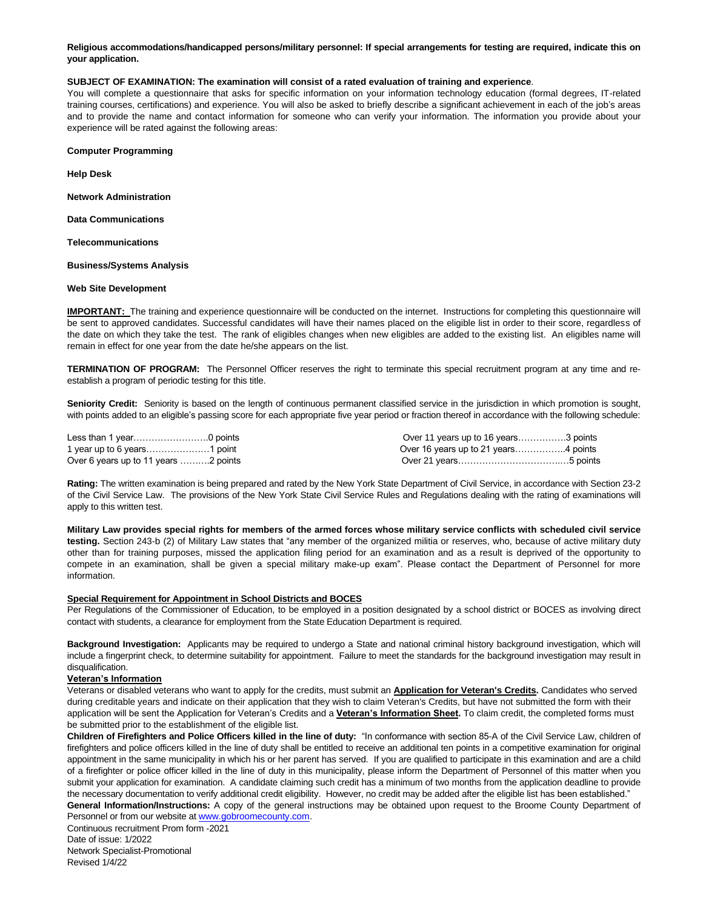**Religious accommodations/handicapped persons/military personnel: If special arrangements for testing are required, indicate this on your application.**

**SUBJECT OF EXAMINATION: The examination will consist of a rated evaluation of training and experience**.

You will complete a questionnaire that asks for specific information on your information technology education (formal degrees, IT-related training courses, certifications) and experience. You will also be asked to briefly describe a significant achievement in each of the job's areas and to provide the name and contact information for someone who can verify your information. The information you provide about your experience will be rated against the following areas:

**Computer Programming**

**Help Desk**

**Network Administration**

**Data Communications**

**Telecommunications**

**Business/Systems Analysis**

**Web Site Development**

**IMPORTANT:** The training and experience questionnaire will be conducted on the internet. Instructions for completing this questionnaire will be sent to approved candidates. Successful candidates will have their names placed on the eligible list in order to their score, regardless of the date on which they take the test. The rank of eligibles changes when new eligibles are added to the existing list. An eligibles name will remain in effect for one year from the date he/she appears on the list.

**TERMINATION OF PROGRAM:** The Personnel Officer reserves the right to terminate this special recruitment program at any time and re-establish a program of periodic testing for this title.

**Seniority Credit:** Seniority is based on the length of continuous permanent classified service in the jurisdiction in which promotion is sought, with points added to an eligible's passing score for each appropriate five year period or fraction thereof in accordance with the following schedule:

| | |
|---|---|
| Less than 1 year……………………..0 points | Over 11 years up to 16 years…………….3 points |
| 1 year up to 6 years…………………1 point | Over 16 years up to 21 years……………..4 points |
| Over 6 years up to 11 years ……….2 points | Over 21 years……………………………..…5 points |

**Rating:** The written examination is being prepared and rated by the New York State Department of Civil Service, in accordance with Section 23-2 of the Civil Service Law. The provisions of the New York State Civil Service Rules and Regulations dealing with the rating of examinations will apply to this written test.

**Military Law provides special rights for members of the armed forces whose military service conflicts with scheduled civil service testing.** Section 243-b (2) of Military Law states that "any member of the organized militia or reserves, who, because of active military duty other than for training purposes, missed the application filing period for an examination and as a result is deprived of the opportunity to compete in an examination, shall be given a special military make-up exam". Please contact the Department of Personnel for more information.

**Special Requirement for Appointment in School Districts and BOCES**

Per Regulations of the Commissioner of Education, to be employed in a position designated by a school district or BOCES as involving direct contact with students, a clearance for employment from the State Education Department is required.

**Background Investigation:** Applicants may be required to undergo a State and national criminal history background investigation, which will include a fingerprint check, to determine suitability for appointment. Failure to meet the standards for the background investigation may result in disqualification.

**Veteran's Information**

Veterans or disabled veterans who want to apply for the credits, must submit an **Application for Veteran's Credits.** Candidates who served during creditable years and indicate on their application that they wish to claim Veteran's Credits, but have not submitted the form with their application will be sent the Application for Veteran's Credits and a **Veteran's Information Sheet.** To claim credit, the completed forms must be submitted prior to the establishment of the eligible list.

**Children of Firefighters and Police Officers killed in the line of duty:** "In conformance with section 85-A of the Civil Service Law, children of firefighters and police officers killed in the line of duty shall be entitled to receive an additional ten points in a competitive examination for original appointment in the same municipality in which his or her parent has served. If you are qualified to participate in this examination and are a child of a firefighter or police officer killed in the line of duty in this municipality, please inform the Department of Personnel of this matter when you submit your application for examination. A candidate claiming such credit has a minimum of two months from the application deadline to provide the necessary documentation to verify additional credit eligibility. However, no credit may be added after the eligible list has been established."

**General Information/Instructions:** A copy of the general instructions may be obtained upon request to the Broome County Department of Personnel or from our website at www.gobroomecounty.com.

Continuous recruitment Prom form -2021
Date of issue: 1/2022
Network Specialist-Promotional
Revised 1/4/22